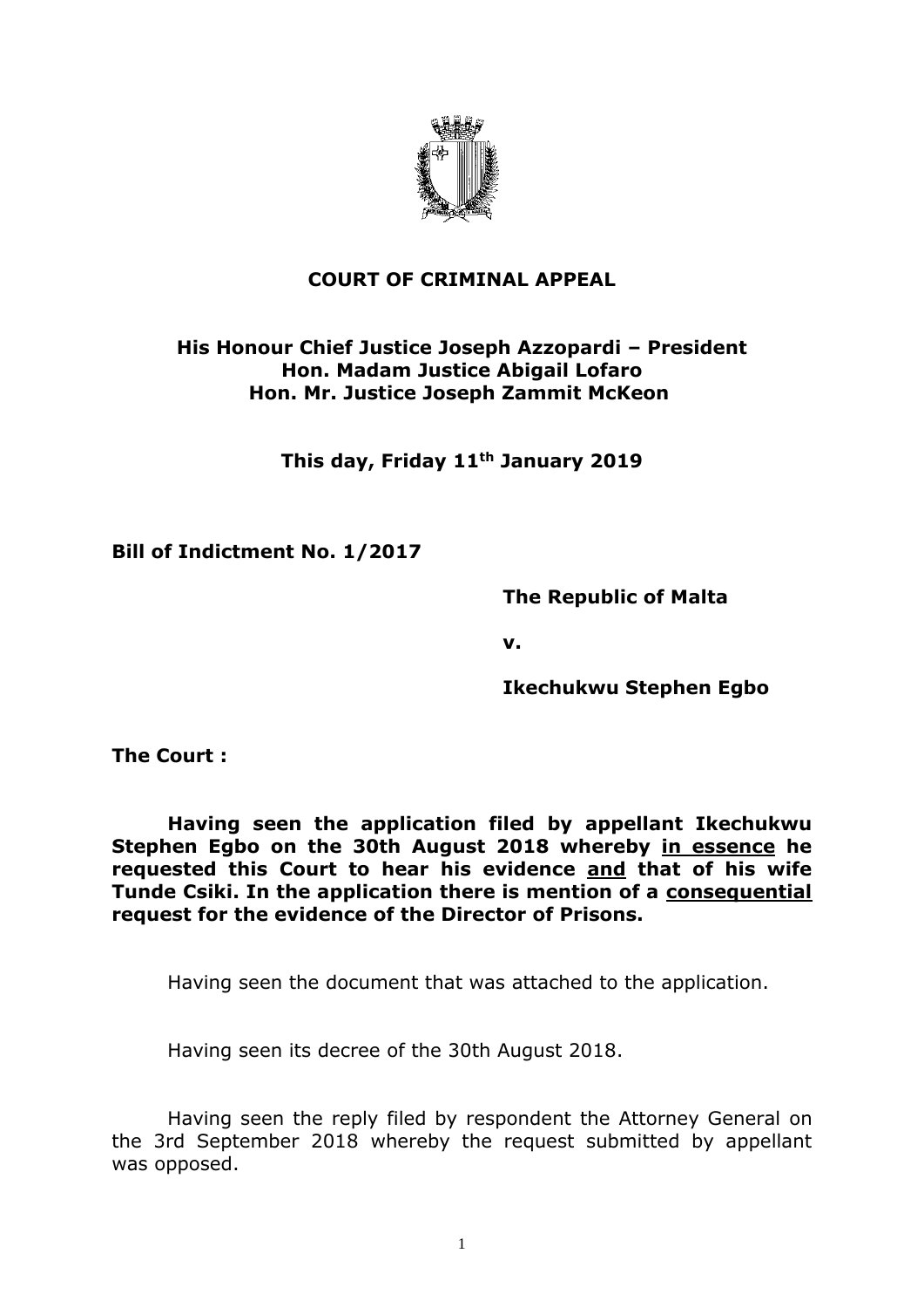# COURT OF CRIMINAL APPEAL

**His Honour Chief Justice Joseph Azzopardi – President**
**Hon. Madam Justice Abigail Lofaro**
**Hon. Mr. Justice Joseph Zammit McKeon**

**This day, Friday 11th January 2019**

**Bill of Indictment No. 1/2017**

**The Republic of Malta**

**v.**

**Ikechukwu Stephen Egbo**

**The Court :**

**Having seen the application filed by appellant Ikechukwu Stephen Egbo on the 30th August 2018 whereby <u>in essence</u> he requested this Court to hear his evidence <u>and</u> that of his wife Tunde Csiki. In the application there is mention of a <u>consequential</u> request for the evidence of the Director of Prisons.**

Having seen the document that was attached to the application.

Having seen its decree of the 30th August 2018.

Having seen the reply filed by respondent the Attorney General on the 3rd September 2018 whereby the request submitted by appellant was opposed.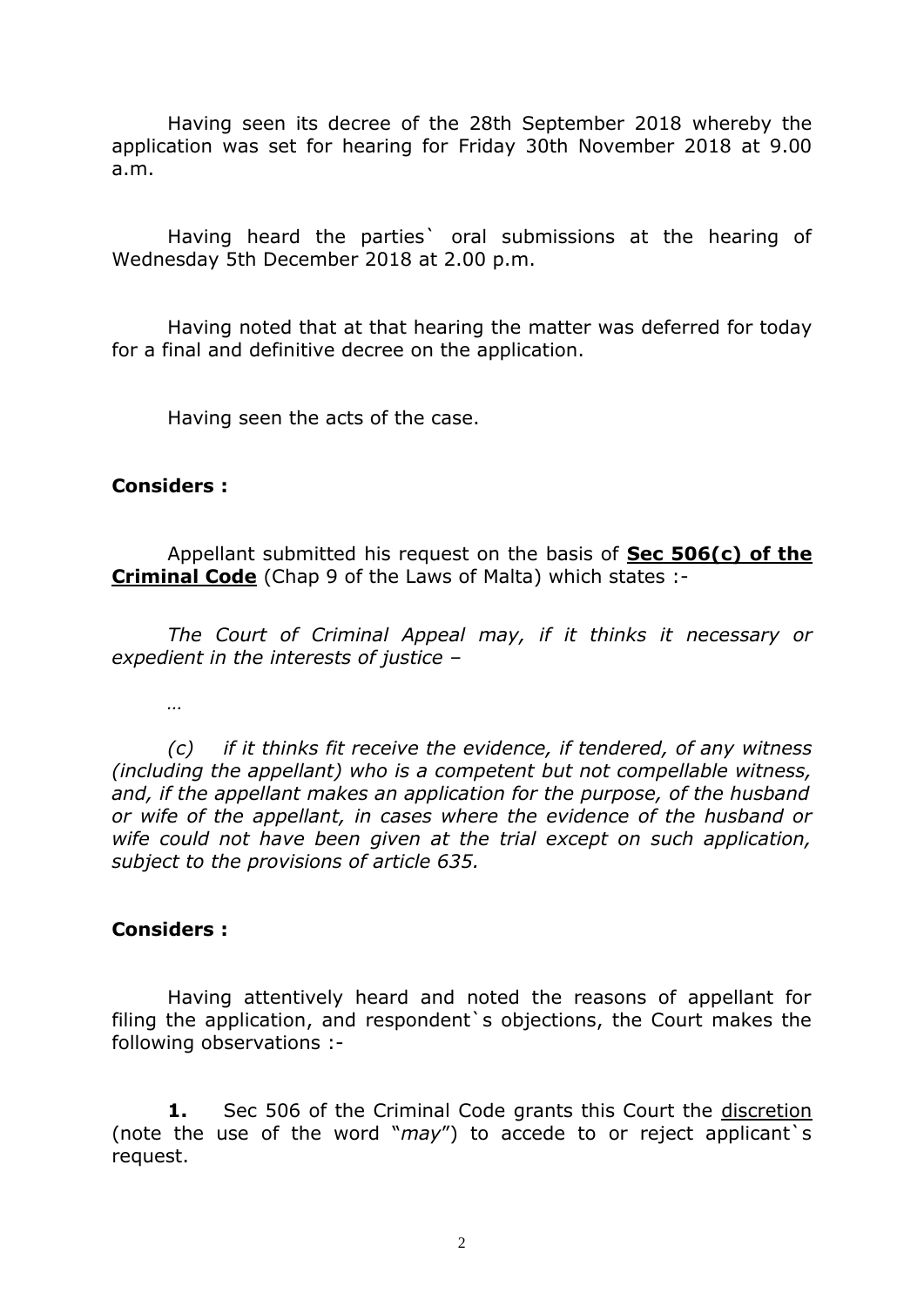Having seen its decree of the 28th September 2018 whereby the application was set for hearing for Friday 30th November 2018 at 9.00 a.m.

Having heard the parties` oral submissions at the hearing of Wednesday 5th December 2018 at 2.00 p.m.

Having noted that at that hearing the matter was deferred for today for a final and definitive decree on the application.

Having seen the acts of the case.

**Considers :**

Appellant submitted his request on the basis of **<u>Sec 506(c) of the Criminal Code</u>** (Chap 9 of the Laws of Malta) which states :-

*The Court of Criminal Appeal may, if it thinks it necessary or expedient in the interests of justice –*

*…*

*(c) if it thinks fit receive the evidence, if tendered, of any witness (including the appellant) who is a competent but not compellable witness, and, if the appellant makes an application for the purpose, of the husband or wife of the appellant, in cases where the evidence of the husband or wife could not have been given at the trial except on such application, subject to the provisions of article 635.*

**Considers :**

Having attentively heard and noted the reasons of appellant for filing the application, and respondent`s objections, the Court makes the following observations :-

**1.** Sec 506 of the Criminal Code grants this Court the <u>discretion</u> (note the use of the word "*may*") to accede to or reject applicant`s request.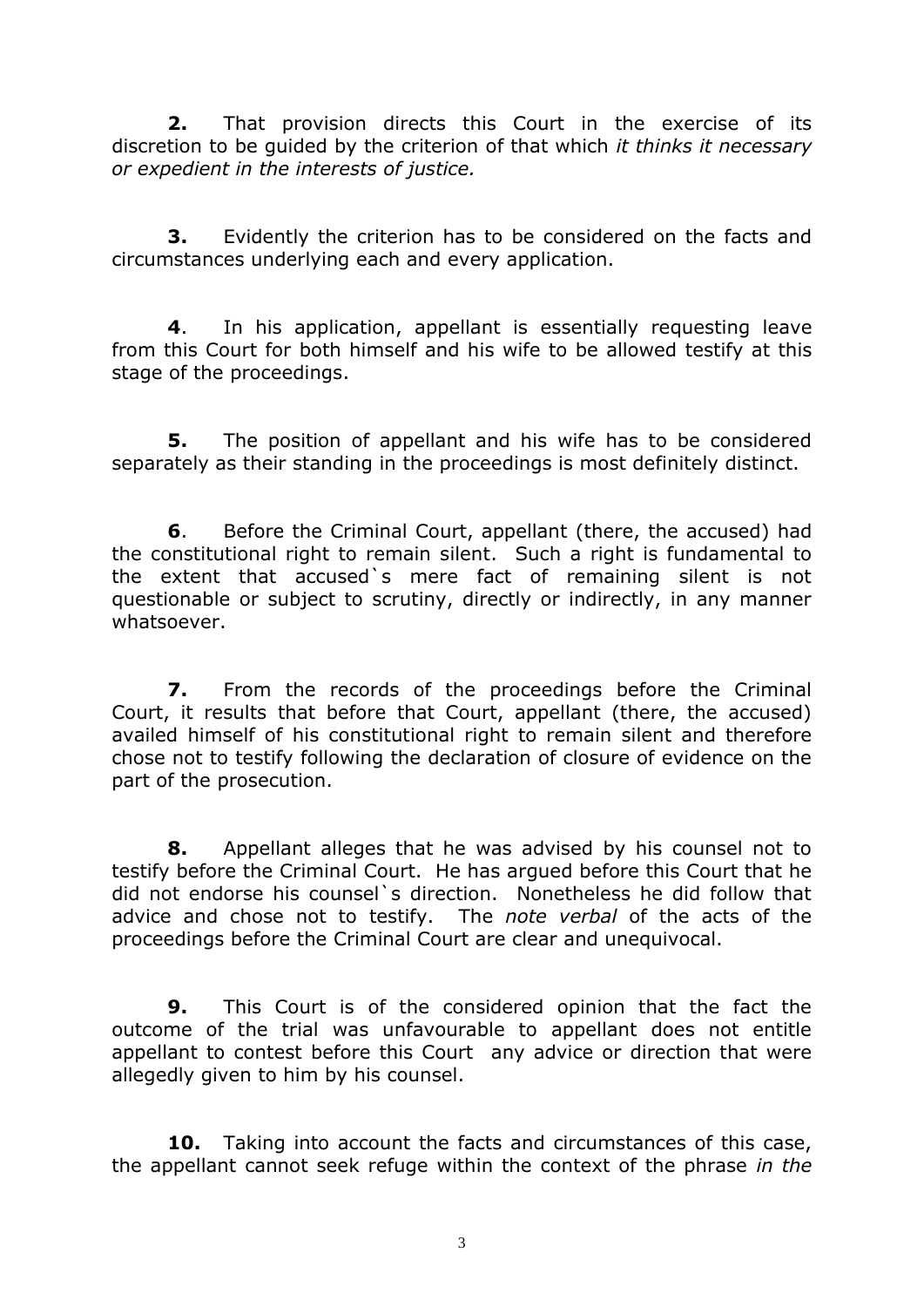**2.** That provision directs this Court in the exercise of its discretion to be guided by the criterion of that which *it thinks it necessary or expedient in the interests of justice.*

**3.** Evidently the criterion has to be considered on the facts and circumstances underlying each and every application.

**4**. In his application, appellant is essentially requesting leave from this Court for both himself and his wife to be allowed testify at this stage of the proceedings.

**5.** The position of appellant and his wife has to be considered separately as their standing in the proceedings is most definitely distinct.

**6**. Before the Criminal Court, appellant (there, the accused) had the constitutional right to remain silent. Such a right is fundamental to the extent that accused`s mere fact of remaining silent is not questionable or subject to scrutiny, directly or indirectly, in any manner whatsoever.

**7.** From the records of the proceedings before the Criminal Court, it results that before that Court, appellant (there, the accused) availed himself of his constitutional right to remain silent and therefore chose not to testify following the declaration of closure of evidence on the part of the prosecution.

**8.** Appellant alleges that he was advised by his counsel not to testify before the Criminal Court. He has argued before this Court that he did not endorse his counsel`s direction. Nonetheless he did follow that advice and chose not to testify. The *note verbal* of the acts of the proceedings before the Criminal Court are clear and unequivocal.

**9.** This Court is of the considered opinion that the fact the outcome of the trial was unfavourable to appellant does not entitle appellant to contest before this Court any advice or direction that were allegedly given to him by his counsel.

**10.** Taking into account the facts and circumstances of this case, the appellant cannot seek refuge within the context of the phrase *in the*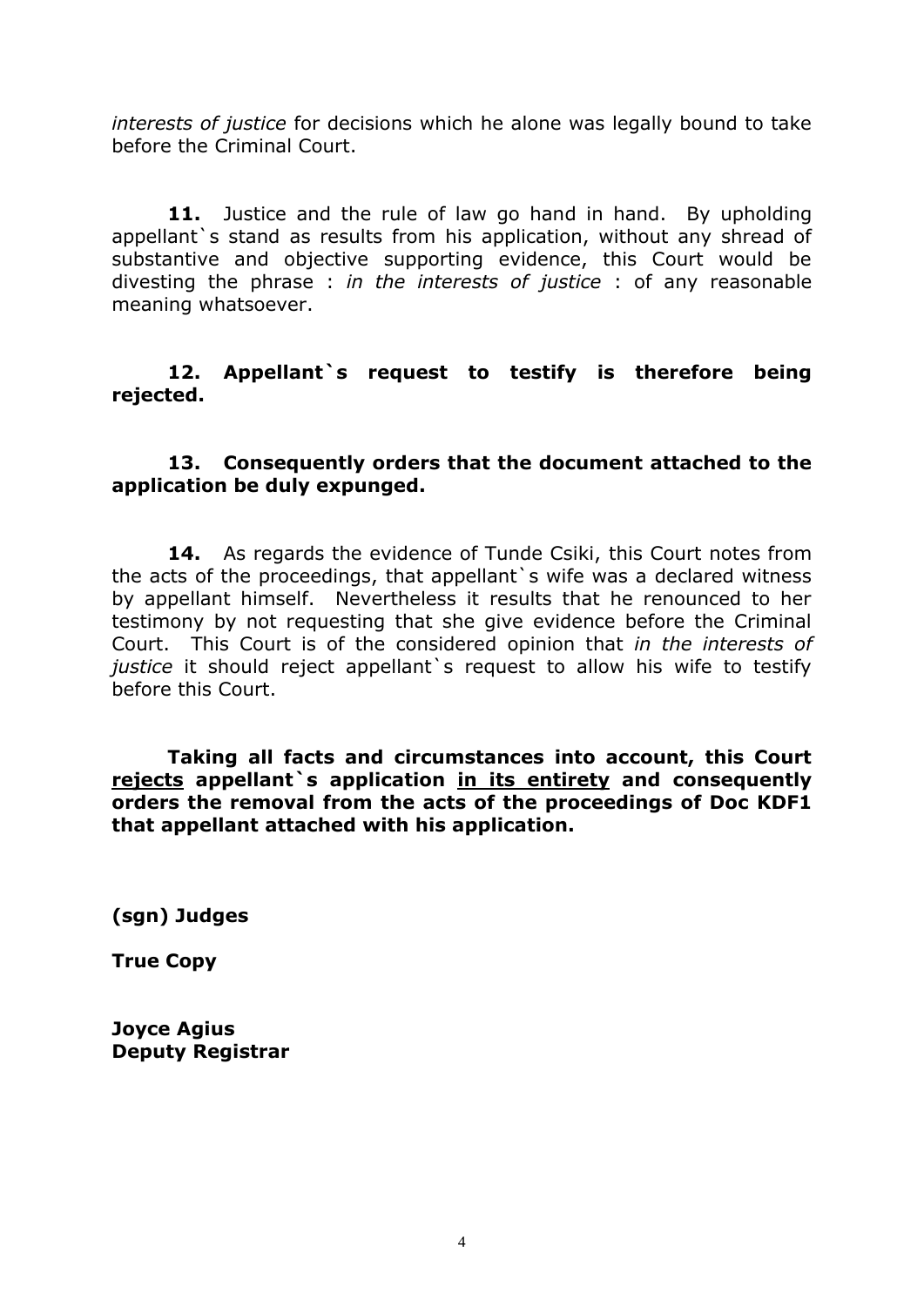*interests of justice* for decisions which he alone was legally bound to take before the Criminal Court.

**11.** Justice and the rule of law go hand in hand. By upholding appellant`s stand as results from his application, without any shread of substantive and objective supporting evidence, this Court would be divesting the phrase : *in the interests of justice* : of any reasonable meaning whatsoever.

**12. Appellant`s request to testify is therefore being rejected.**

**13. Consequently orders that the document attached to the application be duly expunged.**

**14.** As regards the evidence of Tunde Csiki, this Court notes from the acts of the proceedings, that appellant`s wife was a declared witness by appellant himself. Nevertheless it results that he renounced to her testimony by not requesting that she give evidence before the Criminal Court. This Court is of the considered opinion that *in the interests of justice* it should reject appellant`s request to allow his wife to testify before this Court.

**Taking all facts and circumstances into account, this Court <u>rejects</u> appellant`s application <u>in its entirety</u> and consequently orders the removal from the acts of the proceedings of Doc KDF1 that appellant attached with his application.**

**(sgn) Judges**

**True Copy**

**Joyce Agius**
**Deputy Registrar**